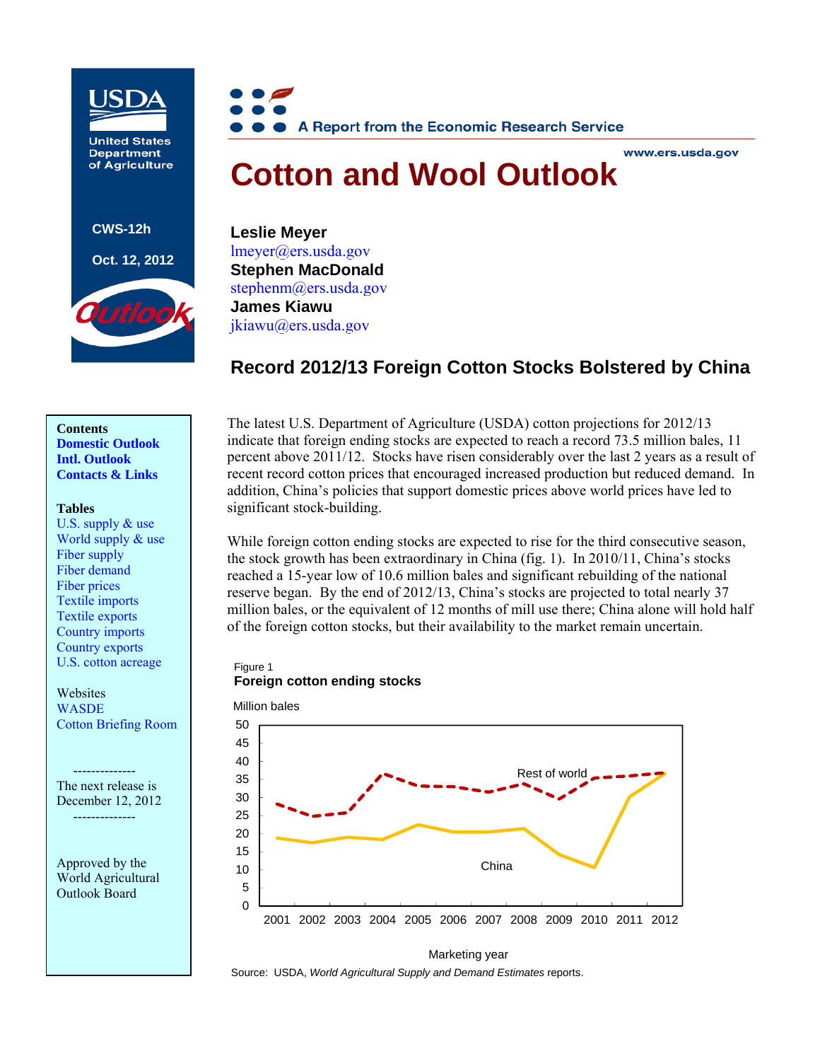USDA
United States Department of Agriculture

CWS-12h

Oct. 12, 2012

Outlook

A Report from the Economic Research Service

www.ers.usda.gov

# Cotton and Wool Outlook

**Leslie Meyer**
lmeyer@ers.usda.gov
**Stephen MacDonald**
stephenm@ers.usda.gov
**James Kiawu**
jkiawu@ers.usda.gov

## Record 2012/13 Foreign Cotton Stocks Bolstered by China

**Contents**
**Domestic Outlook**
**Intl. Outlook**
**Contacts & Links**

**Tables**
U.S. supply & use
World supply & use
Fiber supply
Fiber demand
Fiber prices
Textile imports
Textile exports
Country imports
Country exports
U.S. cotton acreage

Websites
WASDE
Cotton Briefing Room

--------------
The next release is December 12, 2012
--------------

Approved by the World Agricultural Outlook Board

The latest U.S. Department of Agriculture (USDA) cotton projections for 2012/13 indicate that foreign ending stocks are expected to reach a record 73.5 million bales, 11 percent above 2011/12. Stocks have risen considerably over the last 2 years as a result of recent record cotton prices that encouraged increased production but reduced demand. In addition, China's policies that support domestic prices above world prices have led to significant stock-building.

While foreign cotton ending stocks are expected to rise for the third consecutive season, the stock growth has been extraordinary in China (fig. 1). In 2010/11, China's stocks reached a 15-year low of 10.6 million bales and significant rebuilding of the national reserve began. By the end of 2012/13, China's stocks are projected to total nearly 37 million bales, or the equivalent of 12 months of mill use there; China alone will hold half of the foreign cotton stocks, but their availability to the market remain uncertain.

Figure 1
**Foreign cotton ending stocks**

Million bales

Rest of world

China

Marketing year

Source: USDA, *World Agricultural Supply and Demand Estimates* reports.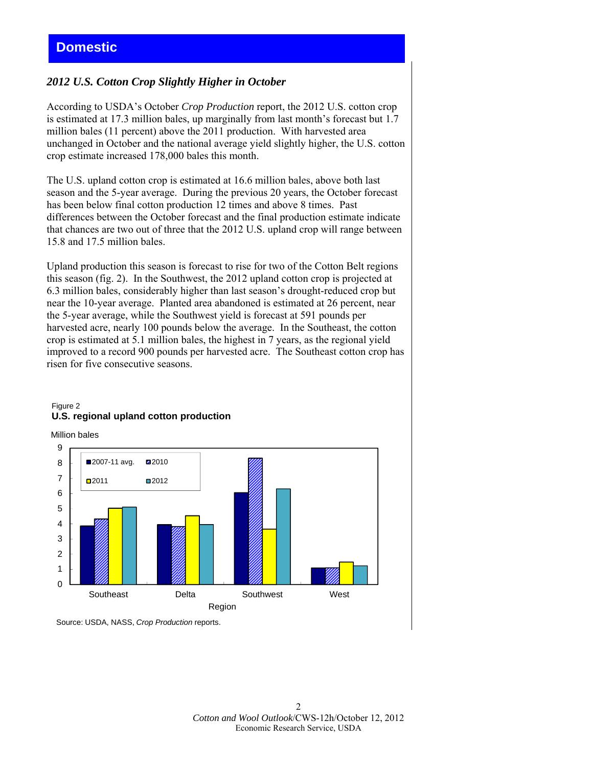# Domestic

## *2012 U.S. Cotton Crop Slightly Higher in October*

According to USDA's October *Crop Production* report, the 2012 U.S. cotton crop is estimated at 17.3 million bales, up marginally from last month's forecast but 1.7 million bales (11 percent) above the 2011 production. With harvested area unchanged in October and the national average yield slightly higher, the U.S. cotton crop estimate increased 178,000 bales this month.

The U.S. upland cotton crop is estimated at 16.6 million bales, above both last season and the 5-year average. During the previous 20 years, the October forecast has been below final cotton production 12 times and above 8 times. Past differences between the October forecast and the final production estimate indicate that chances are two out of three that the 2012 U.S. upland crop will range between 15.8 and 17.5 million bales.

Upland production this season is forecast to rise for two of the Cotton Belt regions this season (fig. 2). In the Southwest, the 2012 upland cotton crop is projected at 6.3 million bales, considerably higher than last season's drought-reduced crop but near the 10-year average. Planted area abandoned is estimated at 26 percent, near the 5-year average, while the Southwest yield is forecast at 591 pounds per harvested acre, nearly 100 pounds below the average. In the Southeast, the cotton crop is estimated at 5.1 million bales, the highest in 7 years, as the regional yield improved to a record 900 pounds per harvested acre. The Southeast cotton crop has risen for five consecutive seasons.

Figure 2
**U.S. regional upland cotton production**

Million bales

Legend: 2007-11 avg., 2010, 2011, 2012

Regions: Southeast, Delta, Southwest, West

Source: USDA, NASS, *Crop Production* reports.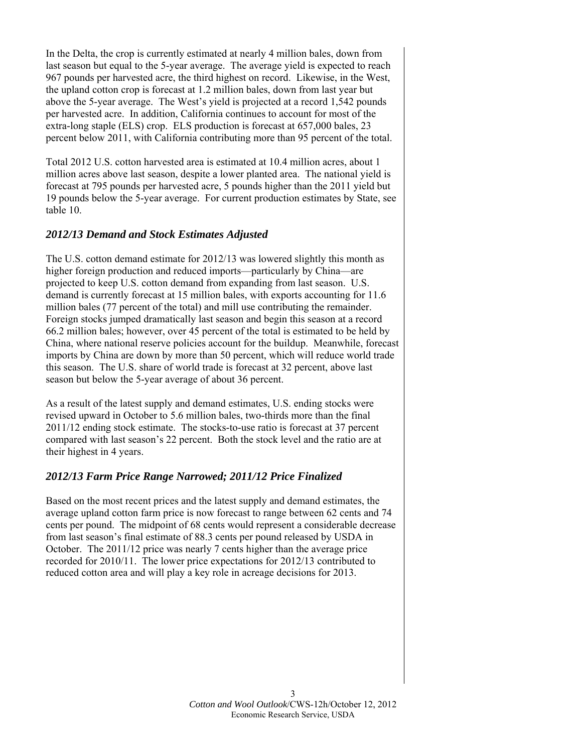In the Delta, the crop is currently estimated at nearly 4 million bales, down from last season but equal to the 5-year average. The average yield is expected to reach 967 pounds per harvested acre, the third highest on record. Likewise, in the West, the upland cotton crop is forecast at 1.2 million bales, down from last year but above the 5-year average. The West's yield is projected at a record 1,542 pounds per harvested acre. In addition, California continues to account for most of the extra-long staple (ELS) crop. ELS production is forecast at 657,000 bales, 23 percent below 2011, with California contributing more than 95 percent of the total.

Total 2012 U.S. cotton harvested area is estimated at 10.4 million acres, about 1 million acres above last season, despite a lower planted area. The national yield is forecast at 795 pounds per harvested acre, 5 pounds higher than the 2011 yield but 19 pounds below the 5-year average. For current production estimates by State, see table 10.

## *2012/13 Demand and Stock Estimates Adjusted*

The U.S. cotton demand estimate for 2012/13 was lowered slightly this month as higher foreign production and reduced imports—particularly by China—are projected to keep U.S. cotton demand from expanding from last season. U.S. demand is currently forecast at 15 million bales, with exports accounting for 11.6 million bales (77 percent of the total) and mill use contributing the remainder. Foreign stocks jumped dramatically last season and begin this season at a record 66.2 million bales; however, over 45 percent of the total is estimated to be held by China, where national reserve policies account for the buildup. Meanwhile, forecast imports by China are down by more than 50 percent, which will reduce world trade this season. The U.S. share of world trade is forecast at 32 percent, above last season but below the 5-year average of about 36 percent.

As a result of the latest supply and demand estimates, U.S. ending stocks were revised upward in October to 5.6 million bales, two-thirds more than the final 2011/12 ending stock estimate. The stocks-to-use ratio is forecast at 37 percent compared with last season's 22 percent. Both the stock level and the ratio are at their highest in 4 years.

## *2012/13 Farm Price Range Narrowed; 2011/12 Price Finalized*

Based on the most recent prices and the latest supply and demand estimates, the average upland cotton farm price is now forecast to range between 62 cents and 74 cents per pound. The midpoint of 68 cents would represent a considerable decrease from last season's final estimate of 88.3 cents per pound released by USDA in October. The 2011/12 price was nearly 7 cents higher than the average price recorded for 2010/11. The lower price expectations for 2012/13 contributed to reduced cotton area and will play a key role in acreage decisions for 2013.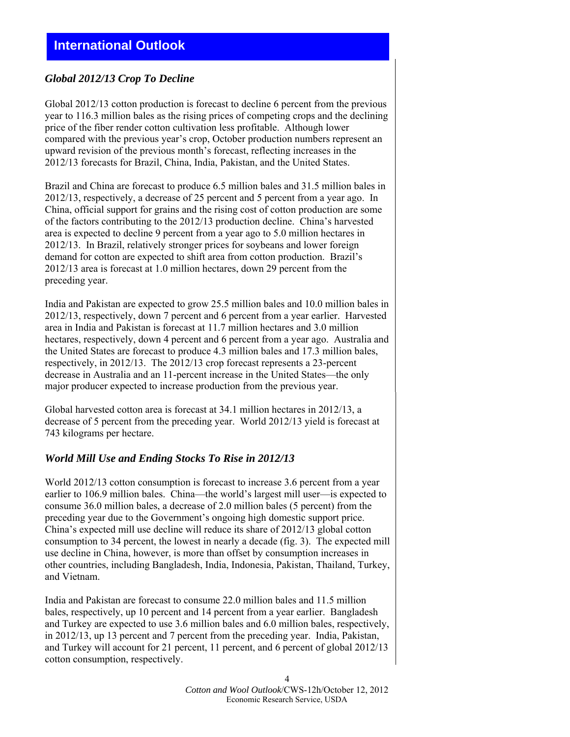# International Outlook

## *Global 2012/13 Crop To Decline*

Global 2012/13 cotton production is forecast to decline 6 percent from the previous year to 116.3 million bales as the rising prices of competing crops and the declining price of the fiber render cotton cultivation less profitable. Although lower compared with the previous year's crop, October production numbers represent an upward revision of the previous month's forecast, reflecting increases in the 2012/13 forecasts for Brazil, China, India, Pakistan, and the United States.

Brazil and China are forecast to produce 6.5 million bales and 31.5 million bales in 2012/13, respectively, a decrease of 25 percent and 5 percent from a year ago. In China, official support for grains and the rising cost of cotton production are some of the factors contributing to the 2012/13 production decline. China's harvested area is expected to decline 9 percent from a year ago to 5.0 million hectares in 2012/13. In Brazil, relatively stronger prices for soybeans and lower foreign demand for cotton are expected to shift area from cotton production. Brazil's 2012/13 area is forecast at 1.0 million hectares, down 29 percent from the preceding year.

India and Pakistan are expected to grow 25.5 million bales and 10.0 million bales in 2012/13, respectively, down 7 percent and 6 percent from a year earlier. Harvested area in India and Pakistan is forecast at 11.7 million hectares and 3.0 million hectares, respectively, down 4 percent and 6 percent from a year ago. Australia and the United States are forecast to produce 4.3 million bales and 17.3 million bales, respectively, in 2012/13. The 2012/13 crop forecast represents a 23-percent decrease in Australia and an 11-percent increase in the United States—the only major producer expected to increase production from the previous year.

Global harvested cotton area is forecast at 34.1 million hectares in 2012/13, a decrease of 5 percent from the preceding year. World 2012/13 yield is forecast at 743 kilograms per hectare.

## *World Mill Use and Ending Stocks To Rise in 2012/13*

World 2012/13 cotton consumption is forecast to increase 3.6 percent from a year earlier to 106.9 million bales. China—the world's largest mill user—is expected to consume 36.0 million bales, a decrease of 2.0 million bales (5 percent) from the preceding year due to the Government's ongoing high domestic support price. China's expected mill use decline will reduce its share of 2012/13 global cotton consumption to 34 percent, the lowest in nearly a decade (fig. 3). The expected mill use decline in China, however, is more than offset by consumption increases in other countries, including Bangladesh, India, Indonesia, Pakistan, Thailand, Turkey, and Vietnam.

India and Pakistan are forecast to consume 22.0 million bales and 11.5 million bales, respectively, up 10 percent and 14 percent from a year earlier. Bangladesh and Turkey are expected to use 3.6 million bales and 6.0 million bales, respectively, in 2012/13, up 13 percent and 7 percent from the preceding year. India, Pakistan, and Turkey will account for 21 percent, 11 percent, and 6 percent of global 2012/13 cotton consumption, respectively.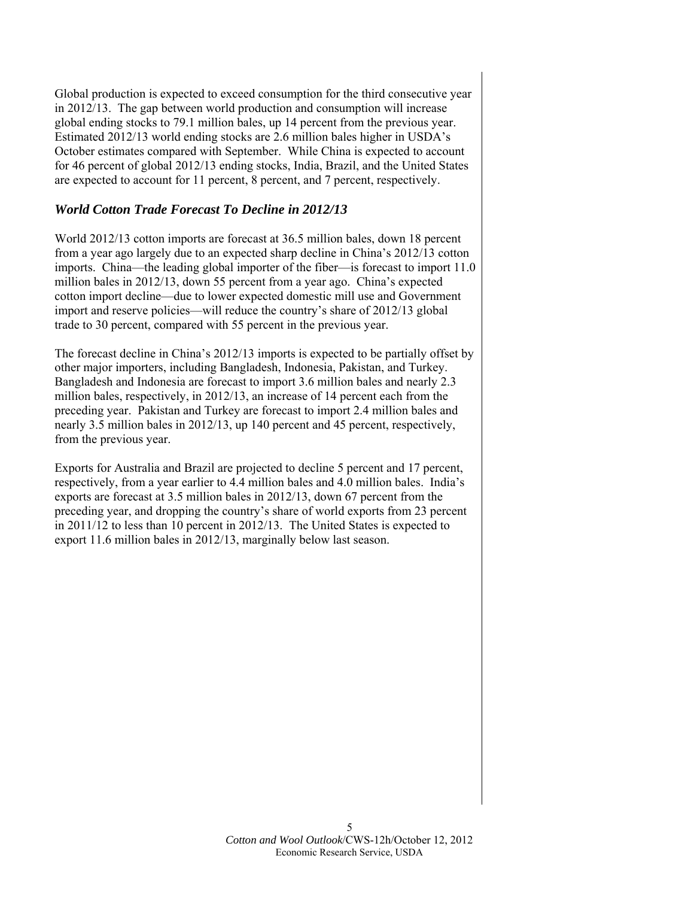Global production is expected to exceed consumption for the third consecutive year in 2012/13. The gap between world production and consumption will increase global ending stocks to 79.1 million bales, up 14 percent from the previous year. Estimated 2012/13 world ending stocks are 2.6 million bales higher in USDA's October estimates compared with September. While China is expected to account for 46 percent of global 2012/13 ending stocks, India, Brazil, and the United States are expected to account for 11 percent, 8 percent, and 7 percent, respectively.

## *World Cotton Trade Forecast To Decline in 2012/13*

World 2012/13 cotton imports are forecast at 36.5 million bales, down 18 percent from a year ago largely due to an expected sharp decline in China's 2012/13 cotton imports. China—the leading global importer of the fiber—is forecast to import 11.0 million bales in 2012/13, down 55 percent from a year ago. China's expected cotton import decline—due to lower expected domestic mill use and Government import and reserve policies—will reduce the country's share of 2012/13 global trade to 30 percent, compared with 55 percent in the previous year.

The forecast decline in China's 2012/13 imports is expected to be partially offset by other major importers, including Bangladesh, Indonesia, Pakistan, and Turkey. Bangladesh and Indonesia are forecast to import 3.6 million bales and nearly 2.3 million bales, respectively, in 2012/13, an increase of 14 percent each from the preceding year. Pakistan and Turkey are forecast to import 2.4 million bales and nearly 3.5 million bales in 2012/13, up 140 percent and 45 percent, respectively, from the previous year.

Exports for Australia and Brazil are projected to decline 5 percent and 17 percent, respectively, from a year earlier to 4.4 million bales and 4.0 million bales. India's exports are forecast at 3.5 million bales in 2012/13, down 67 percent from the preceding year, and dropping the country's share of world exports from 23 percent in 2011/12 to less than 10 percent in 2012/13. The United States is expected to export 11.6 million bales in 2012/13, marginally below last season.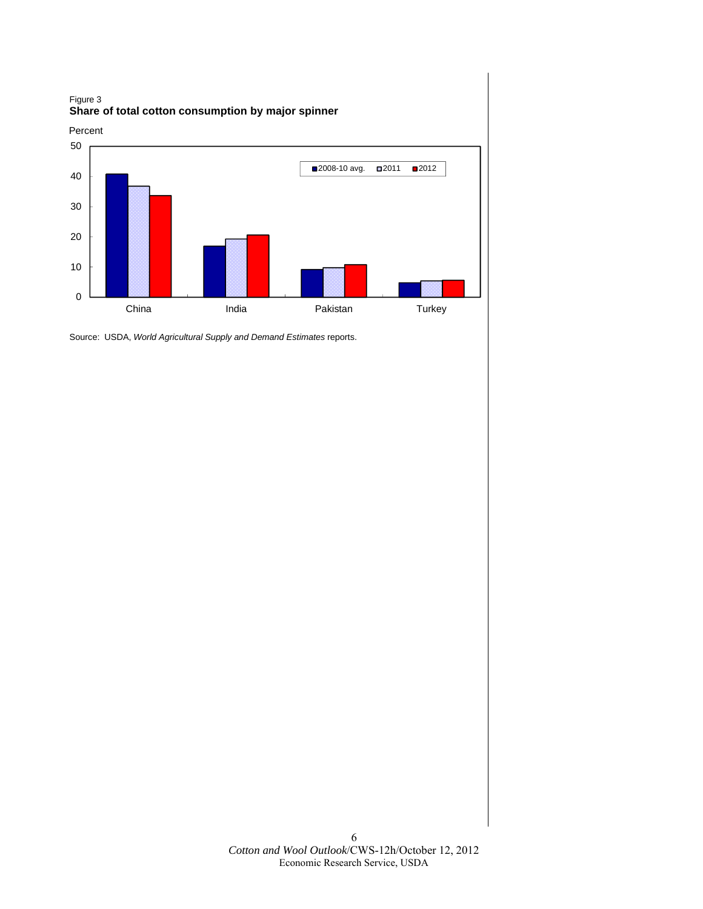Figure 3
**Share of total cotton consumption by major spinner**

Source: USDA, *World Agricultural Supply and Demand Estimates* reports.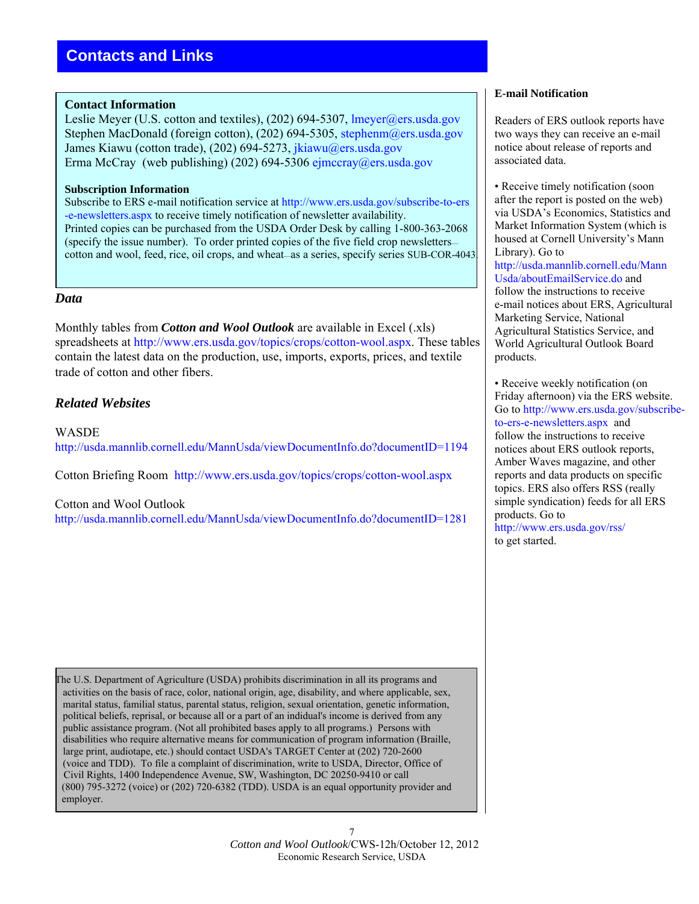# Contacts and Links

### Contact Information

Leslie Meyer (U.S. cotton and textiles), (202) 694-5307, lmeyer@ers.usda.gov
Stephen MacDonald (foreign cotton), (202) 694-5305, stephenm@ers.usda.gov
James Kiawu (cotton trade), (202) 694-5273, jkiawu@ers.usda.gov
Erma McCray (web publishing) (202) 694-5306 ejmccray@ers.usda.gov

### Subscription Information

Subscribe to ERS e-mail notification service at http://www.ers.usda.gov/subscribe-to-ers-e-newsletters.aspx to receive timely notification of newsletter availability.
Printed copies can be purchased from the USDA Order Desk by calling 1-800-363-2068 (specify the issue number). To order printed copies of the five field crop newsletters—cotton and wool, feed, rice, oil crops, and wheat—as a series, specify series SUB-COR-4043.

## *Data*

Monthly tables from ***Cotton and Wool Outlook*** are available in Excel (.xls) spreadsheets at http://www.ers.usda.gov/topics/crops/cotton-wool.aspx. These tables contain the latest data on the production, use, imports, exports, prices, and textile trade of cotton and other fibers.

## *Related Websites*

WASDE
http://usda.mannlib.cornell.edu/MannUsda/viewDocumentInfo.do?documentID=1194

Cotton Briefing Room http://www.ers.usda.gov/topics/crops/cotton-wool.aspx

Cotton and Wool Outlook
http://usda.mannlib.cornell.edu/MannUsda/viewDocumentInfo.do?documentID=1281

### E-mail Notification

Readers of ERS outlook reports have two ways they can receive an e-mail notice about release of reports and associated data.

• Receive timely notification (soon after the report is posted on the web) via USDA's Economics, Statistics and Market Information System (which is housed at Cornell University's Mann Library). Go to http://usda.mannlib.cornell.edu/MannUsda/aboutEmailService.do and follow the instructions to receive e-mail notices about ERS, Agricultural Marketing Service, National Agricultural Statistics Service, and World Agricultural Outlook Board products.

• Receive weekly notification (on Friday afternoon) via the ERS website. Go to http://www.ers.usda.gov/subscribe-to-ers-e-newsletters.aspx and follow the instructions to receive notices about ERS outlook reports, Amber Waves magazine, and other reports and data products on specific topics. ERS also offers RSS (really simple syndication) feeds for all ERS products. Go to http://www.ers.usda.gov/rss/ to get started.

The U.S. Department of Agriculture (USDA) prohibits discrimination in all its programs and activities on the basis of race, color, national origin, age, disability, and where applicable, sex, marital status, familial status, parental status, religion, sexual orientation, genetic information, political beliefs, reprisal, or because all or a part of an indidual's income is derived from any public assistance program. (Not all prohibited bases apply to all programs.) Persons with disabilities who require alternative means for communication of program information (Braille, large print, audiotape, etc.) should contact USDA's TARGET Center at (202) 720-2600 (voice and TDD). To file a complaint of discrimination, write to USDA, Director, Office of Civil Rights, 1400 Independence Avenue, SW, Washington, DC 20250-9410 or call (800) 795-3272 (voice) or (202) 720-6382 (TDD). USDA is an equal opportunity provider and employer.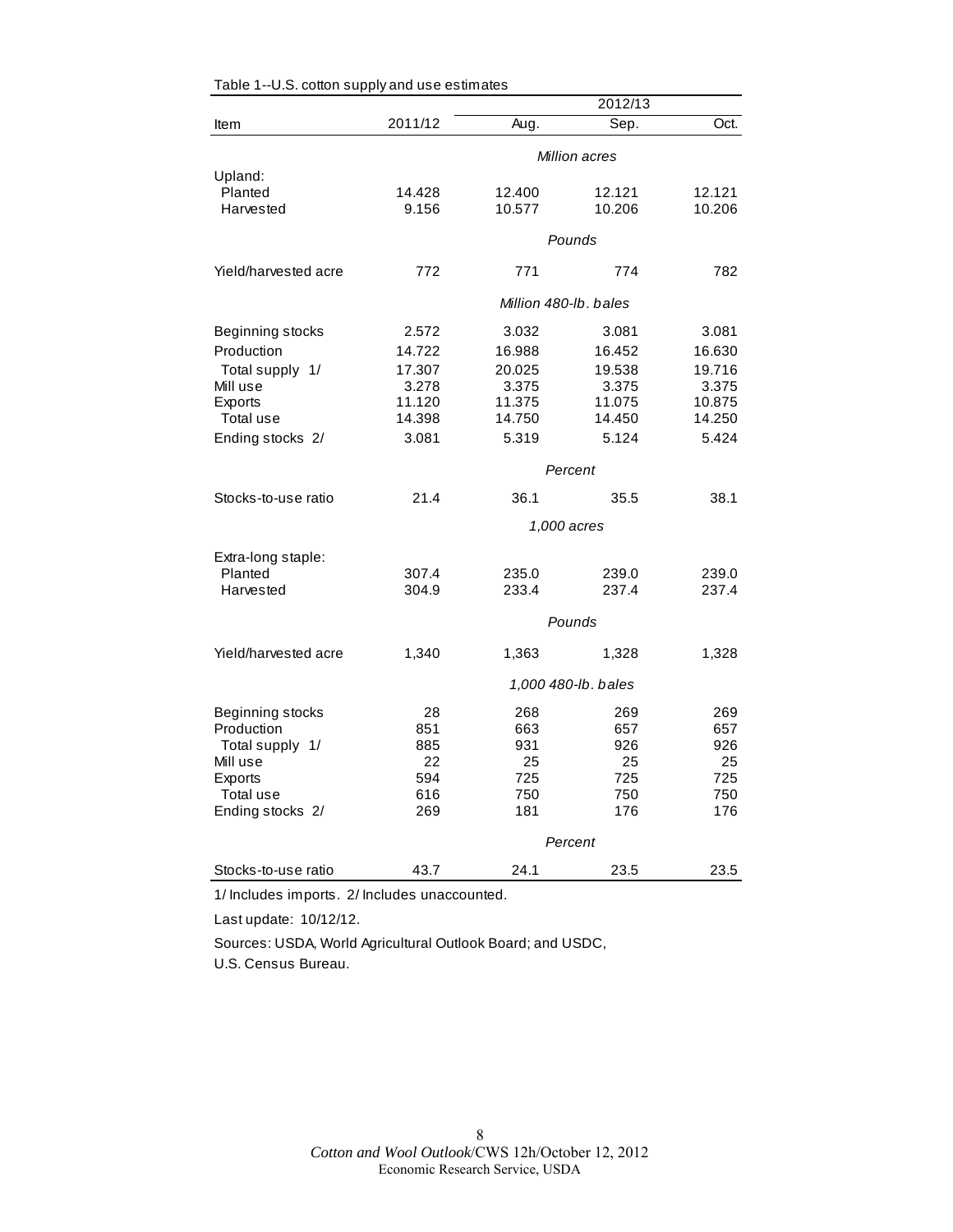Table 1--U.S. cotton supply and use estimates

| Item | 2011/12 | 2012/13 Aug. | 2012/13 Sep. | 2012/13 Oct. |
|---|---|---|---|---|
| | | *Million acres* | | |
| Upland: | | | | |
| Planted | 14.428 | 12.400 | 12.121 | 12.121 |
| Harvested | 9.156 | 10.577 | 10.206 | 10.206 |
| | | *Pounds* | | |
| Yield/harvested acre | 772 | 771 | 774 | 782 |
| | | *Million 480-lb. bales* | | |
| Beginning stocks | 2.572 | 3.032 | 3.081 | 3.081 |
| Production | 14.722 | 16.988 | 16.452 | 16.630 |
| Total supply 1/ | 17.307 | 20.025 | 19.538 | 19.716 |
| Mill use | 3.278 | 3.375 | 3.375 | 3.375 |
| Exports | 11.120 | 11.375 | 11.075 | 10.875 |
| Total use | 14.398 | 14.750 | 14.450 | 14.250 |
| Ending stocks 2/ | 3.081 | 5.319 | 5.124 | 5.424 |
| | | *Percent* | | |
| Stocks-to-use ratio | 21.4 | 36.1 | 35.5 | 38.1 |
| | | *1,000 acres* | | |
| Extra-long staple: | | | | |
| Planted | 307.4 | 235.0 | 239.0 | 239.0 |
| Harvested | 304.9 | 233.4 | 237.4 | 237.4 |
| | | *Pounds* | | |
| Yield/harvested acre | 1,340 | 1,363 | 1,328 | 1,328 |
| | | *1,000 480-lb. bales* | | |
| Beginning stocks | 28 | 268 | 269 | 269 |
| Production | 851 | 663 | 657 | 657 |
| Total supply 1/ | 885 | 931 | 926 | 926 |
| Mill use | 22 | 25 | 25 | 25 |
| Exports | 594 | 725 | 725 | 725 |
| Total use | 616 | 750 | 750 | 750 |
| Ending stocks 2/ | 269 | 181 | 176 | 176 |
| | | *Percent* | | |
| Stocks-to-use ratio | 43.7 | 24.1 | 23.5 | 23.5 |

1/ Includes imports. 2/ Includes unaccounted.

Last update: 10/12/12.

Sources: USDA, World Agricultural Outlook Board; and USDC, U.S. Census Bureau.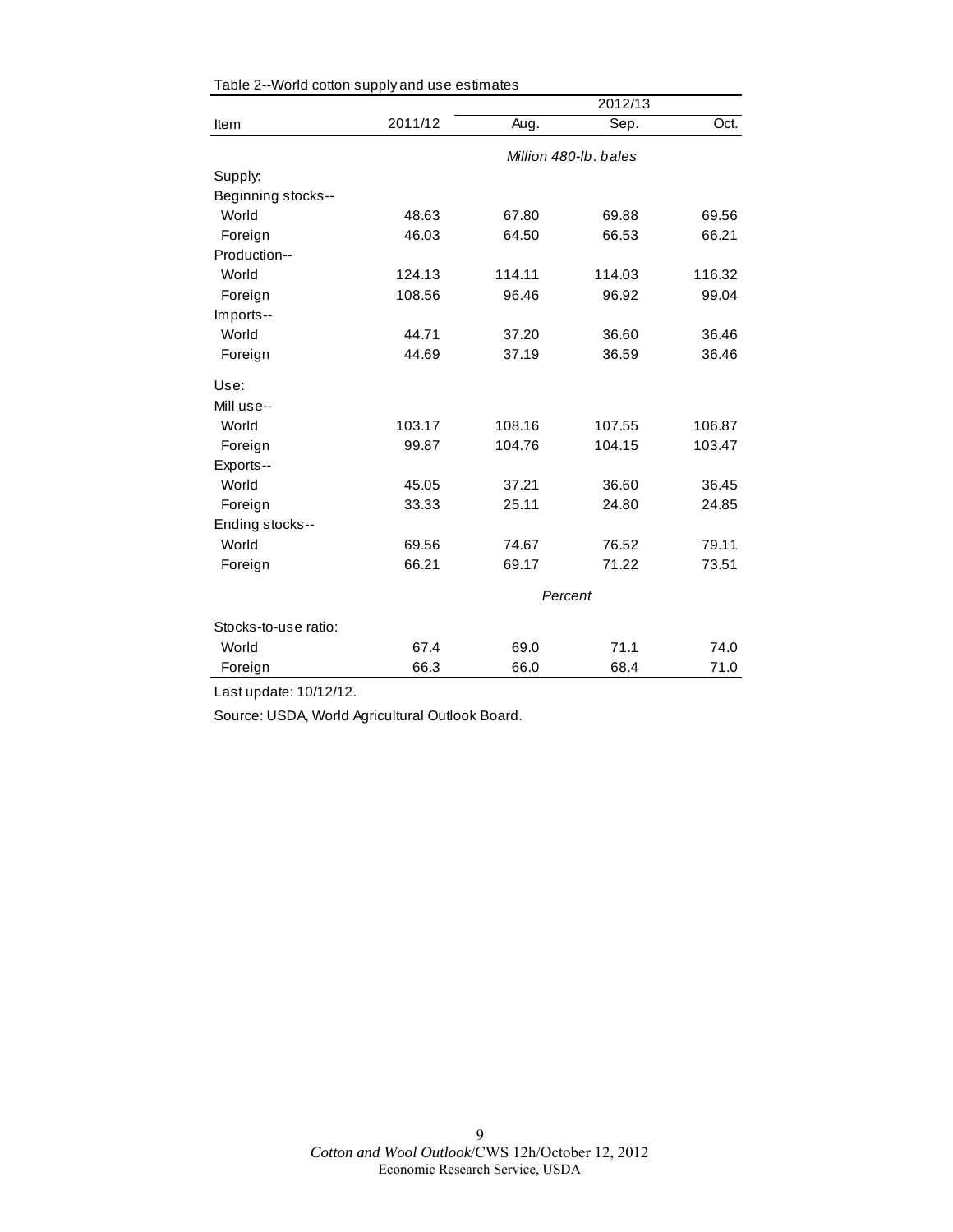Table 2--World cotton supply and use estimates

| Item | 2011/12 | 2012/13 | | |
|---|---|---|---|---|
| | | Aug. | Sep. | Oct. |
| | *Million 480-lb. bales* | | | |
| Supply: | | | | |
| Beginning stocks-- | | | | |
| World | 48.63 | 67.80 | 69.88 | 69.56 |
| Foreign | 46.03 | 64.50 | 66.53 | 66.21 |
| Production-- | | | | |
| World | 124.13 | 114.11 | 114.03 | 116.32 |
| Foreign | 108.56 | 96.46 | 96.92 | 99.04 |
| Imports-- | | | | |
| World | 44.71 | 37.20 | 36.60 | 36.46 |
| Foreign | 44.69 | 37.19 | 36.59 | 36.46 |
| Use: | | | | |
| Mill use-- | | | | |
| World | 103.17 | 108.16 | 107.55 | 106.87 |
| Foreign | 99.87 | 104.76 | 104.15 | 103.47 |
| Exports-- | | | | |
| World | 45.05 | 37.21 | 36.60 | 36.45 |
| Foreign | 33.33 | 25.11 | 24.80 | 24.85 |
| Ending stocks-- | | | | |
| World | 69.56 | 74.67 | 76.52 | 79.11 |
| Foreign | 66.21 | 69.17 | 71.22 | 73.51 |
| | *Percent* | | | |
| Stocks-to-use ratio: | | | | |
| World | 67.4 | 69.0 | 71.1 | 74.0 |
| Foreign | 66.3 | 66.0 | 68.4 | 71.0 |

Last update: 10/12/12.

Source: USDA, World Agricultural Outlook Board.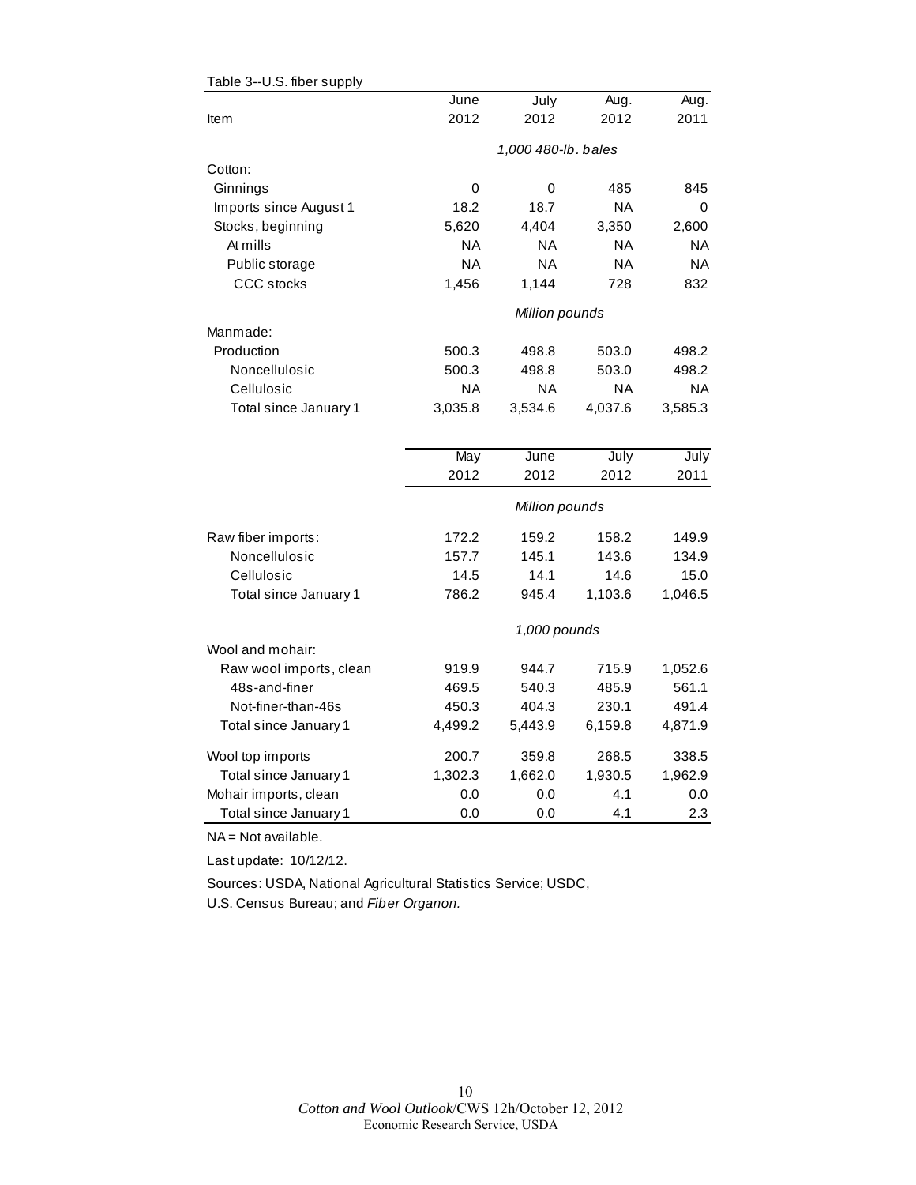Table 3--U.S. fiber supply

| Item | June 2012 | July 2012 | Aug. 2012 | Aug. 2011 |
|---|---|---|---|---|
| | *1,000 480-lb. bales* | | | |
| Cotton: | | | | |
| Ginnings | 0 | 0 | 485 | 845 |
| Imports since August 1 | 18.2 | 18.7 | NA | 0 |
| Stocks, beginning | 5,620 | 4,404 | 3,350 | 2,600 |
| At mills | NA | NA | NA | NA |
| Public storage | NA | NA | NA | NA |
| CCC stocks | 1,456 | 1,144 | 728 | 832 |
| | *Million pounds* | | | |
| Manmade: | | | | |
| Production | 500.3 | 498.8 | 503.0 | 498.2 |
| Noncellulosic | 500.3 | 498.8 | 503.0 | 498.2 |
| Cellulosic | NA | NA | NA | NA |
| Total since January 1 | 3,035.8 | 3,534.6 | 4,037.6 | 3,585.3 |

| Item | May 2012 | June 2012 | July 2012 | July 2011 |
|---|---|---|---|---|
| | *Million pounds* | | | |
| Raw fiber imports: | 172.2 | 159.2 | 158.2 | 149.9 |
| Noncellulosic | 157.7 | 145.1 | 143.6 | 134.9 |
| Cellulosic | 14.5 | 14.1 | 14.6 | 15.0 |
| Total since January 1 | 786.2 | 945.4 | 1,103.6 | 1,046.5 |
| | *1,000 pounds* | | | |
| Wool and mohair: | | | | |
| Raw wool imports, clean | 919.9 | 944.7 | 715.9 | 1,052.6 |
| 48s-and-finer | 469.5 | 540.3 | 485.9 | 561.1 |
| Not-finer-than-46s | 450.3 | 404.3 | 230.1 | 491.4 |
| Total since January 1 | 4,499.2 | 5,443.9 | 6,159.8 | 4,871.9 |
| Wool top imports | 200.7 | 359.8 | 268.5 | 338.5 |
| Total since January 1 | 1,302.3 | 1,662.0 | 1,930.5 | 1,962.9 |
| Mohair imports, clean | 0.0 | 0.0 | 4.1 | 0.0 |
| Total since January 1 | 0.0 | 0.0 | 4.1 | 2.3 |

NA = Not available.

Last update: 10/12/12.

Sources: USDA, National Agricultural Statistics Service; USDC, U.S. Census Bureau; and *Fiber Organon.*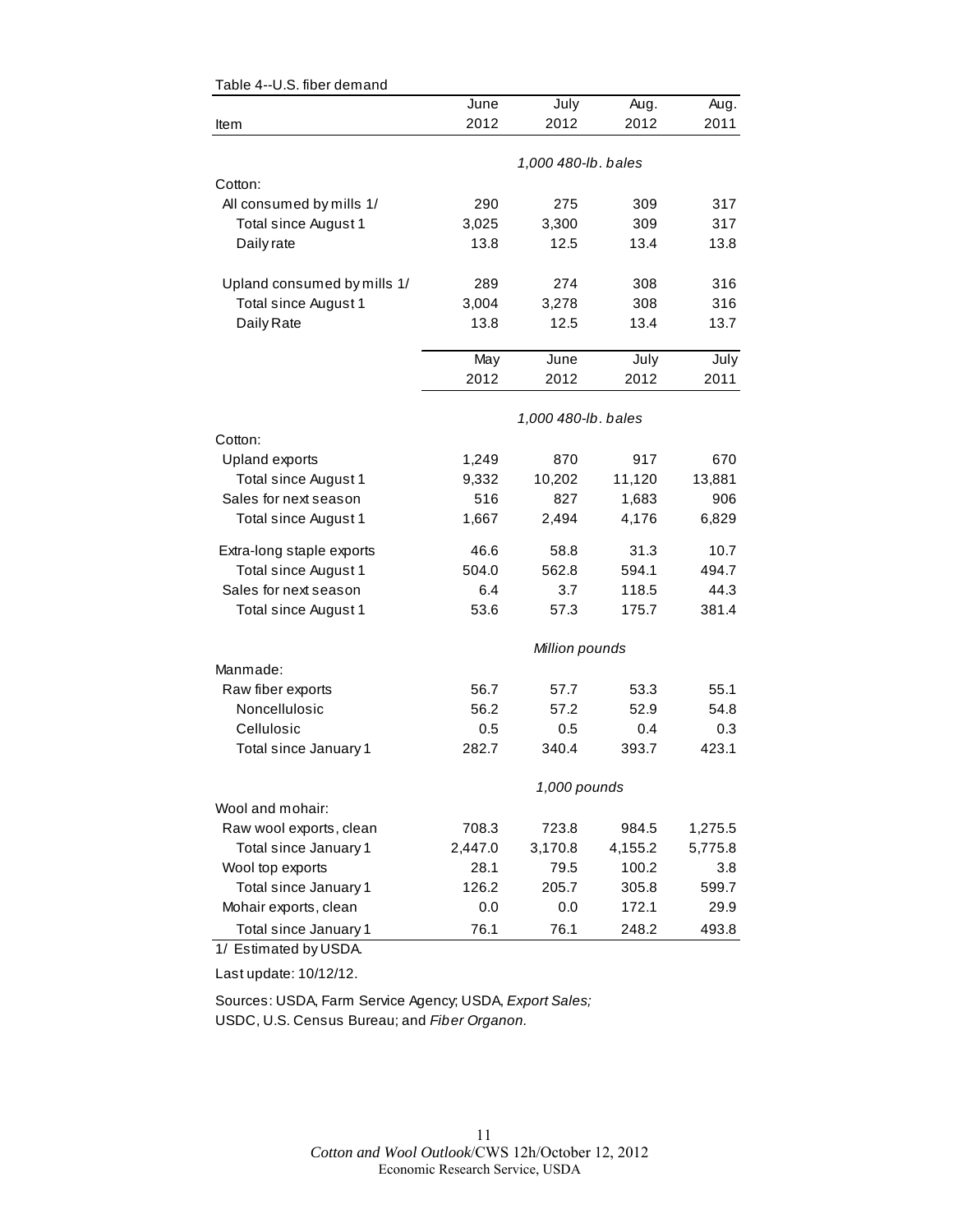Table 4--U.S. fiber demand

| Item | June 2012 | July 2012 | Aug. 2012 | Aug. 2011 |
|---|---|---|---|---|
| | *1,000 480-lb. bales* | | | |
| Cotton: | | | | |
| All consumed by mills 1/ | 290 | 275 | 309 | 317 |
| Total since August 1 | 3,025 | 3,300 | 309 | 317 |
| Daily rate | 13.8 | 12.5 | 13.4 | 13.8 |
| Upland consumed by mills 1/ | 289 | 274 | 308 | 316 |
| Total since August 1 | 3,004 | 3,278 | 308 | 316 |
| Daily Rate | 13.8 | 12.5 | 13.4 | 13.7 |
| | **May 2012** | **June 2012** | **July 2012** | **July 2011** |
| | *1,000 480-lb. bales* | | | |
| Cotton: | | | | |
| Upland exports | 1,249 | 870 | 917 | 670 |
| Total since August 1 | 9,332 | 10,202 | 11,120 | 13,881 |
| Sales for next season | 516 | 827 | 1,683 | 906 |
| Total since August 1 | 1,667 | 2,494 | 4,176 | 6,829 |
| Extra-long staple exports | 46.6 | 58.8 | 31.3 | 10.7 |
| Total since August 1 | 504.0 | 562.8 | 594.1 | 494.7 |
| Sales for next season | 6.4 | 3.7 | 118.5 | 44.3 |
| Total since August 1 | 53.6 | 57.3 | 175.7 | 381.4 |
| | *Million pounds* | | | |
| Manmade: | | | | |
| Raw fiber exports | 56.7 | 57.7 | 53.3 | 55.1 |
| Noncellulosic | 56.2 | 57.2 | 52.9 | 54.8 |
| Cellulosic | 0.5 | 0.5 | 0.4 | 0.3 |
| Total since January 1 | 282.7 | 340.4 | 393.7 | 423.1 |
| | *1,000 pounds* | | | |
| Wool and mohair: | | | | |
| Raw wool exports, clean | 708.3 | 723.8 | 984.5 | 1,275.5 |
| Total since January 1 | 2,447.0 | 3,170.8 | 4,155.2 | 5,775.8 |
| Wool top exports | 28.1 | 79.5 | 100.2 | 3.8 |
| Total since January 1 | 126.2 | 205.7 | 305.8 | 599.7 |
| Mohair exports, clean | 0.0 | 0.0 | 172.1 | 29.9 |
| Total since January 1 | 76.1 | 76.1 | 248.2 | 493.8 |

1/ Estimated by USDA.

Last update: 10/12/12.

Sources: USDA, Farm Service Agency; USDA, *Export Sales;* USDC, U.S. Census Bureau; and *Fiber Organon.*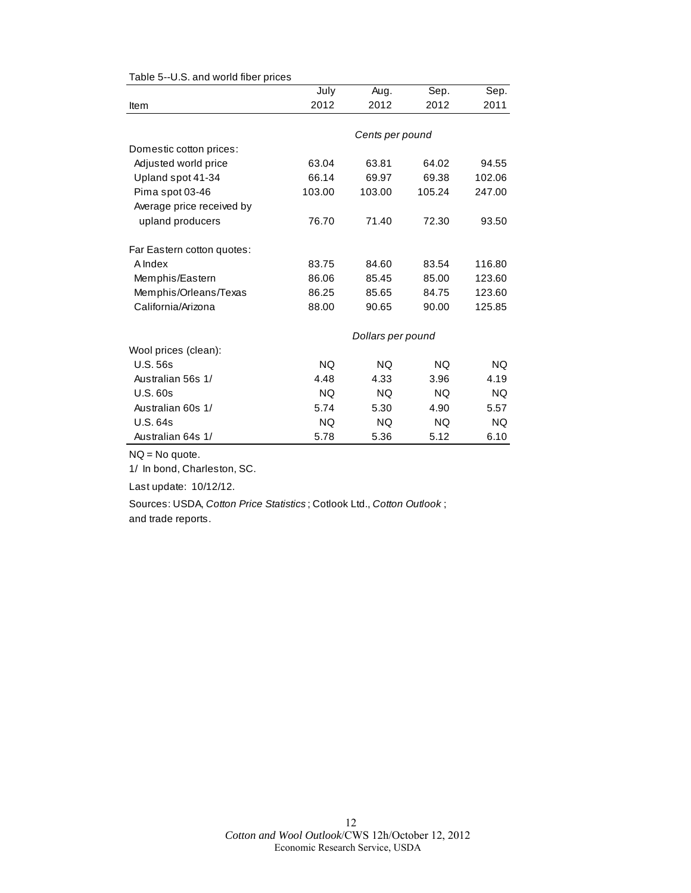Table 5--U.S. and world fiber prices

| Item | July 2012 | Aug. 2012 | Sep. 2012 | Sep. 2011 |
|---|---|---|---|---|
| | *Cents per pound* | | | |
| Domestic cotton prices: | | | | |
| Adjusted world price | 63.04 | 63.81 | 64.02 | 94.55 |
| Upland spot 41-34 | 66.14 | 69.97 | 69.38 | 102.06 |
| Pima spot 03-46 | 103.00 | 103.00 | 105.24 | 247.00 |
| Average price received by upland producers | 76.70 | 71.40 | 72.30 | 93.50 |
| Far Eastern cotton quotes: | | | | |
| A Index | 83.75 | 84.60 | 83.54 | 116.80 |
| Memphis/Eastern | 86.06 | 85.45 | 85.00 | 123.60 |
| Memphis/Orleans/Texas | 86.25 | 85.65 | 84.75 | 123.60 |
| California/Arizona | 88.00 | 90.65 | 90.00 | 125.85 |
| | *Dollars per pound* | | | |
| Wool prices (clean): | | | | |
| U.S. 56s | NQ | NQ | NQ | NQ |
| Australian 56s 1/ | 4.48 | 4.33 | 3.96 | 4.19 |
| U.S. 60s | NQ | NQ | NQ | NQ |
| Australian 60s 1/ | 5.74 | 5.30 | 4.90 | 5.57 |
| U.S. 64s | NQ | NQ | NQ | NQ |
| Australian 64s 1/ | 5.78 | 5.36 | 5.12 | 6.10 |

NQ = No quote.

1/ In bond, Charleston, SC.

Last update: 10/12/12.

Sources: USDA, *Cotton Price Statistics*; Cotlook Ltd., *Cotton Outlook*; and trade reports.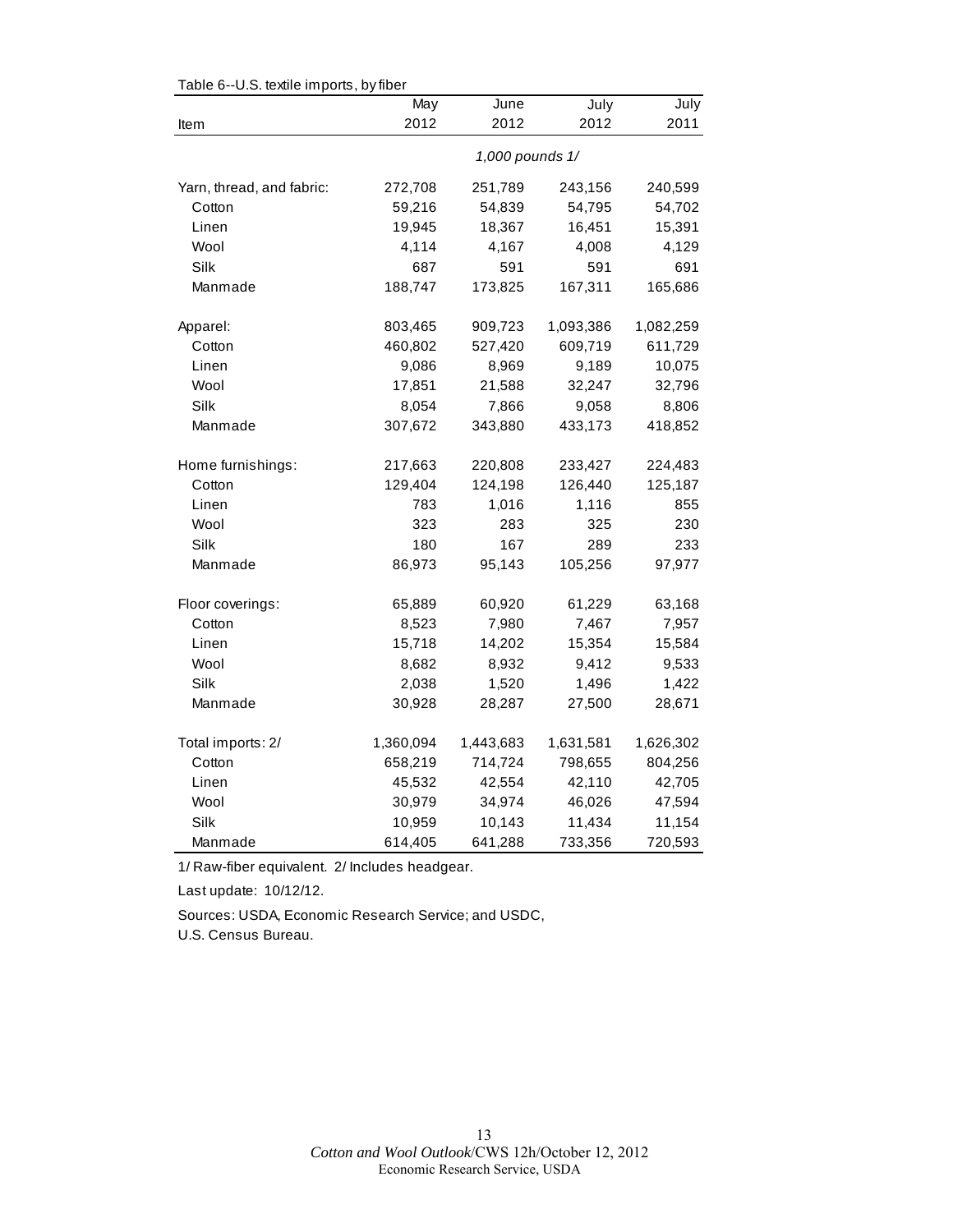Table 6--U.S. textile imports, by fiber

| Item | May 2012 | June 2012 | July 2012 | July 2011 |
|---|---|---|---|---|
| | 1,000 pounds 1/ | | | |
| Yarn, thread, and fabric: | 272,708 | 251,789 | 243,156 | 240,599 |
| Cotton | 59,216 | 54,839 | 54,795 | 54,702 |
| Linen | 19,945 | 18,367 | 16,451 | 15,391 |
| Wool | 4,114 | 4,167 | 4,008 | 4,129 |
| Silk | 687 | 591 | 591 | 691 |
| Manmade | 188,747 | 173,825 | 167,311 | 165,686 |
| Apparel: | 803,465 | 909,723 | 1,093,386 | 1,082,259 |
| Cotton | 460,802 | 527,420 | 609,719 | 611,729 |
| Linen | 9,086 | 8,969 | 9,189 | 10,075 |
| Wool | 17,851 | 21,588 | 32,247 | 32,796 |
| Silk | 8,054 | 7,866 | 9,058 | 8,806 |
| Manmade | 307,672 | 343,880 | 433,173 | 418,852 |
| Home furnishings: | 217,663 | 220,808 | 233,427 | 224,483 |
| Cotton | 129,404 | 124,198 | 126,440 | 125,187 |
| Linen | 783 | 1,016 | 1,116 | 855 |
| Wool | 323 | 283 | 325 | 230 |
| Silk | 180 | 167 | 289 | 233 |
| Manmade | 86,973 | 95,143 | 105,256 | 97,977 |
| Floor coverings: | 65,889 | 60,920 | 61,229 | 63,168 |
| Cotton | 8,523 | 7,980 | 7,467 | 7,957 |
| Linen | 15,718 | 14,202 | 15,354 | 15,584 |
| Wool | 8,682 | 8,932 | 9,412 | 9,533 |
| Silk | 2,038 | 1,520 | 1,496 | 1,422 |
| Manmade | 30,928 | 28,287 | 27,500 | 28,671 |
| Total imports: 2/ | 1,360,094 | 1,443,683 | 1,631,581 | 1,626,302 |
| Cotton | 658,219 | 714,724 | 798,655 | 804,256 |
| Linen | 45,532 | 42,554 | 42,110 | 42,705 |
| Wool | 30,979 | 34,974 | 46,026 | 47,594 |
| Silk | 10,959 | 10,143 | 11,434 | 11,154 |
| Manmade | 614,405 | 641,288 | 733,356 | 720,593 |

1/ Raw-fiber equivalent. 2/ Includes headgear.

Last update: 10/12/12.

Sources: USDA, Economic Research Service; and USDC,
U.S. Census Bureau.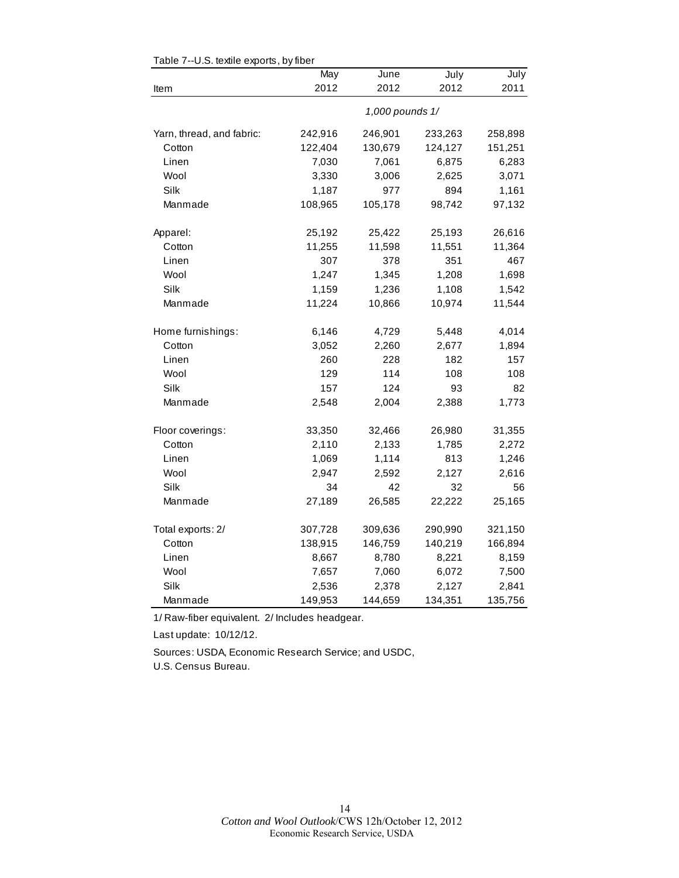Table 7--U.S. textile exports, by fiber

| Item | May 2012 | June 2012 | July 2012 | July 2011 |
|---|---|---|---|---|
| | *1,000 pounds 1/* | | | |
| Yarn, thread, and fabric: | 242,916 | 246,901 | 233,263 | 258,898 |
| Cotton | 122,404 | 130,679 | 124,127 | 151,251 |
| Linen | 7,030 | 7,061 | 6,875 | 6,283 |
| Wool | 3,330 | 3,006 | 2,625 | 3,071 |
| Silk | 1,187 | 977 | 894 | 1,161 |
| Manmade | 108,965 | 105,178 | 98,742 | 97,132 |
| Apparel: | 25,192 | 25,422 | 25,193 | 26,616 |
| Cotton | 11,255 | 11,598 | 11,551 | 11,364 |
| Linen | 307 | 378 | 351 | 467 |
| Wool | 1,247 | 1,345 | 1,208 | 1,698 |
| Silk | 1,159 | 1,236 | 1,108 | 1,542 |
| Manmade | 11,224 | 10,866 | 10,974 | 11,544 |
| Home furnishings: | 6,146 | 4,729 | 5,448 | 4,014 |
| Cotton | 3,052 | 2,260 | 2,677 | 1,894 |
| Linen | 260 | 228 | 182 | 157 |
| Wool | 129 | 114 | 108 | 108 |
| Silk | 157 | 124 | 93 | 82 |
| Manmade | 2,548 | 2,004 | 2,388 | 1,773 |
| Floor coverings: | 33,350 | 32,466 | 26,980 | 31,355 |
| Cotton | 2,110 | 2,133 | 1,785 | 2,272 |
| Linen | 1,069 | 1,114 | 813 | 1,246 |
| Wool | 2,947 | 2,592 | 2,127 | 2,616 |
| Silk | 34 | 42 | 32 | 56 |
| Manmade | 27,189 | 26,585 | 22,222 | 25,165 |
| Total exports: 2/ | 307,728 | 309,636 | 290,990 | 321,150 |
| Cotton | 138,915 | 146,759 | 140,219 | 166,894 |
| Linen | 8,667 | 8,780 | 8,221 | 8,159 |
| Wool | 7,657 | 7,060 | 6,072 | 7,500 |
| Silk | 2,536 | 2,378 | 2,127 | 2,841 |
| Manmade | 149,953 | 144,659 | 134,351 | 135,756 |

1/ Raw-fiber equivalent. 2/ Includes headgear.

Last update: 10/12/12.

Sources: USDA, Economic Research Service; and USDC, U.S. Census Bureau.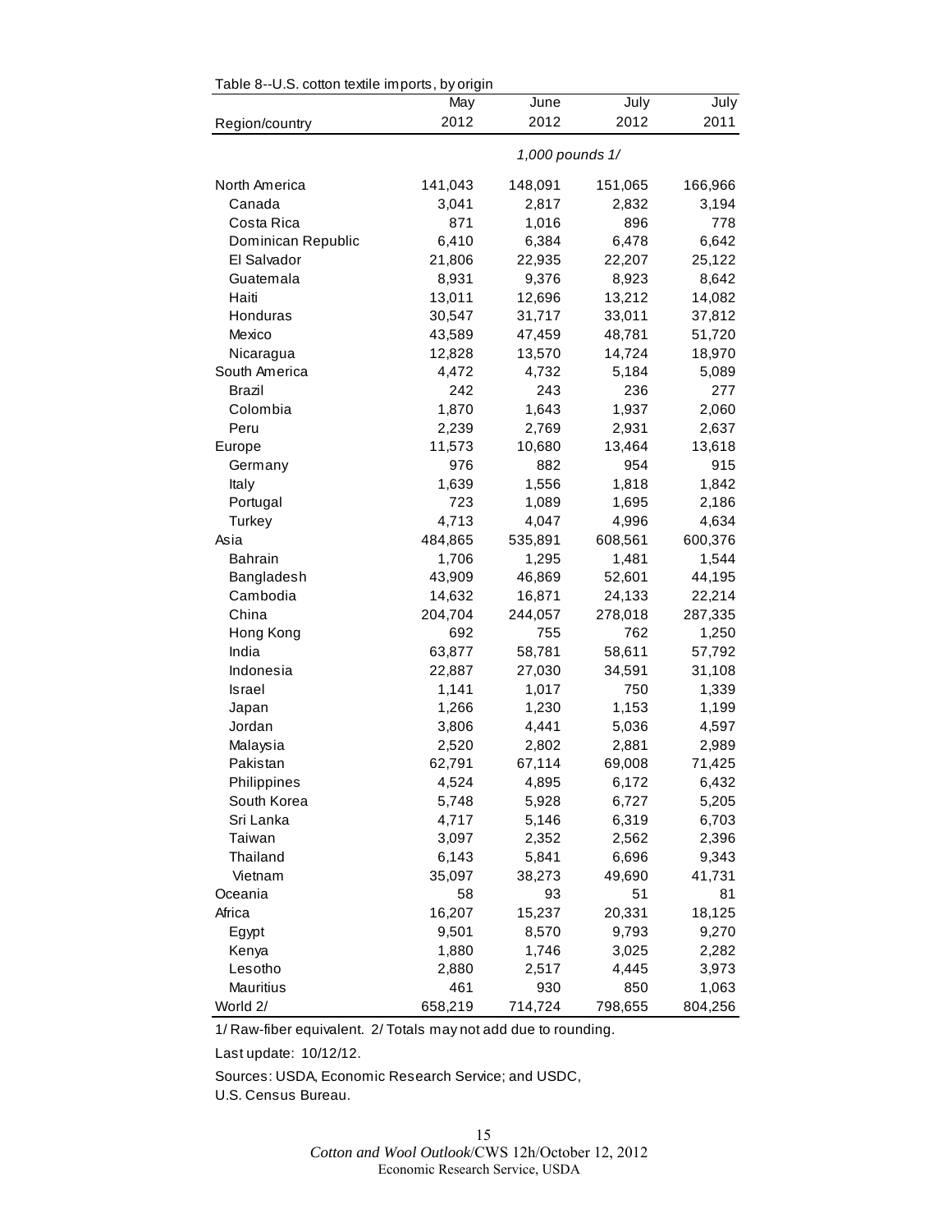Table 8--U.S. cotton textile imports, by origin

| Region/country | May 2012 | June 2012 | July 2012 | July 2011 |
|---|---|---|---|---|
| | 1,000 pounds 1/ | | | |
| North America | 141,043 | 148,091 | 151,065 | 166,966 |
| Canada | 3,041 | 2,817 | 2,832 | 3,194 |
| Costa Rica | 871 | 1,016 | 896 | 778 |
| Dominican Republic | 6,410 | 6,384 | 6,478 | 6,642 |
| El Salvador | 21,806 | 22,935 | 22,207 | 25,122 |
| Guatemala | 8,931 | 9,376 | 8,923 | 8,642 |
| Haiti | 13,011 | 12,696 | 13,212 | 14,082 |
| Honduras | 30,547 | 31,717 | 33,011 | 37,812 |
| Mexico | 43,589 | 47,459 | 48,781 | 51,720 |
| Nicaragua | 12,828 | 13,570 | 14,724 | 18,970 |
| South America | 4,472 | 4,732 | 5,184 | 5,089 |
| Brazil | 242 | 243 | 236 | 277 |
| Colombia | 1,870 | 1,643 | 1,937 | 2,060 |
| Peru | 2,239 | 2,769 | 2,931 | 2,637 |
| Europe | 11,573 | 10,680 | 13,464 | 13,618 |
| Germany | 976 | 882 | 954 | 915 |
| Italy | 1,639 | 1,556 | 1,818 | 1,842 |
| Portugal | 723 | 1,089 | 1,695 | 2,186 |
| Turkey | 4,713 | 4,047 | 4,996 | 4,634 |
| Asia | 484,865 | 535,891 | 608,561 | 600,376 |
| Bahrain | 1,706 | 1,295 | 1,481 | 1,544 |
| Bangladesh | 43,909 | 46,869 | 52,601 | 44,195 |
| Cambodia | 14,632 | 16,871 | 24,133 | 22,214 |
| China | 204,704 | 244,057 | 278,018 | 287,335 |
| Hong Kong | 692 | 755 | 762 | 1,250 |
| India | 63,877 | 58,781 | 58,611 | 57,792 |
| Indonesia | 22,887 | 27,030 | 34,591 | 31,108 |
| Israel | 1,141 | 1,017 | 750 | 1,339 |
| Japan | 1,266 | 1,230 | 1,153 | 1,199 |
| Jordan | 3,806 | 4,441 | 5,036 | 4,597 |
| Malaysia | 2,520 | 2,802 | 2,881 | 2,989 |
| Pakistan | 62,791 | 67,114 | 69,008 | 71,425 |
| Philippines | 4,524 | 4,895 | 6,172 | 6,432 |
| South Korea | 5,748 | 5,928 | 6,727 | 5,205 |
| Sri Lanka | 4,717 | 5,146 | 6,319 | 6,703 |
| Taiwan | 3,097 | 2,352 | 2,562 | 2,396 |
| Thailand | 6,143 | 5,841 | 6,696 | 9,343 |
| Vietnam | 35,097 | 38,273 | 49,690 | 41,731 |
| Oceania | 58 | 93 | 51 | 81 |
| Africa | 16,207 | 15,237 | 20,331 | 18,125 |
| Egypt | 9,501 | 8,570 | 9,793 | 9,270 |
| Kenya | 1,880 | 1,746 | 3,025 | 2,282 |
| Lesotho | 2,880 | 2,517 | 4,445 | 3,973 |
| Mauritius | 461 | 930 | 850 | 1,063 |
| World 2/ | 658,219 | 714,724 | 798,655 | 804,256 |

1/ Raw-fiber equivalent. 2/ Totals may not add due to rounding.

Last update: 10/12/12.

Sources: USDA, Economic Research Service; and USDC, U.S. Census Bureau.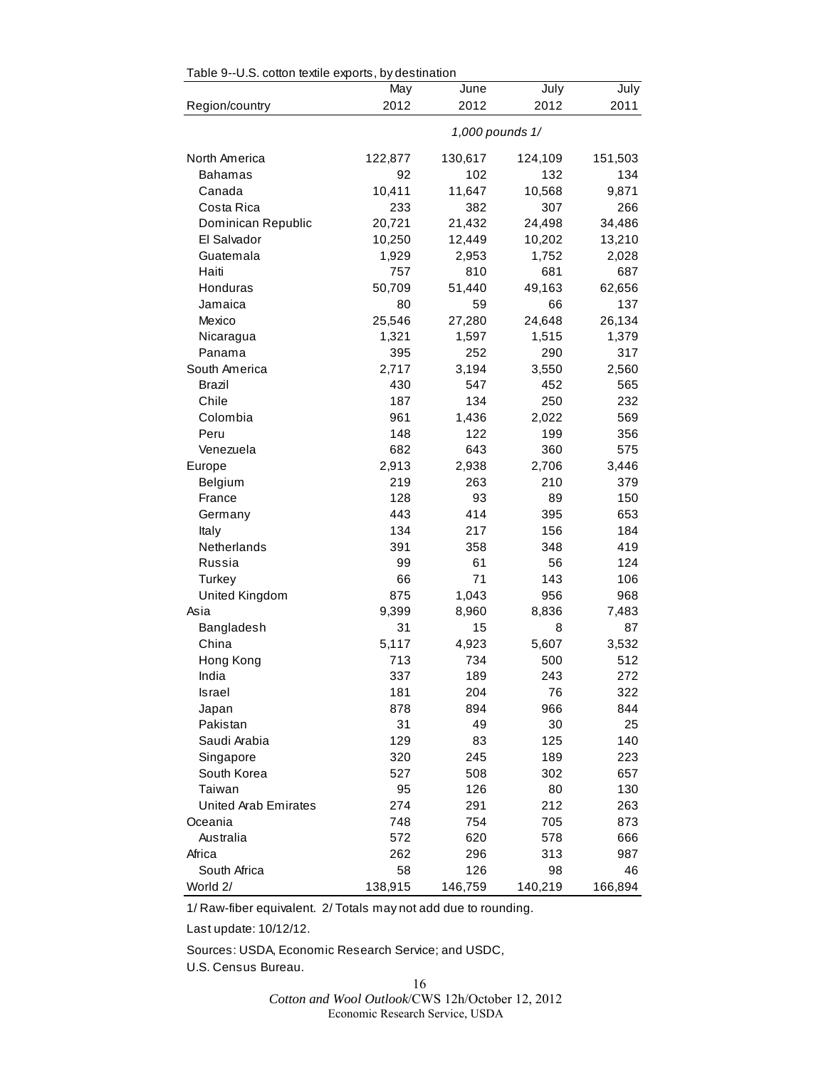Table 9--U.S. cotton textile exports, by destination

| Region/country | May 2012 | June 2012 | July 2012 | July 2011 |
|---|---|---|---|---|
| | 1,000 pounds 1/ | | | |
| North America | 122,877 | 130,617 | 124,109 | 151,503 |
| Bahamas | 92 | 102 | 132 | 134 |
| Canada | 10,411 | 11,647 | 10,568 | 9,871 |
| Costa Rica | 233 | 382 | 307 | 266 |
| Dominican Republic | 20,721 | 21,432 | 24,498 | 34,486 |
| El Salvador | 10,250 | 12,449 | 10,202 | 13,210 |
| Guatemala | 1,929 | 2,953 | 1,752 | 2,028 |
| Haiti | 757 | 810 | 681 | 687 |
| Honduras | 50,709 | 51,440 | 49,163 | 62,656 |
| Jamaica | 80 | 59 | 66 | 137 |
| Mexico | 25,546 | 27,280 | 24,648 | 26,134 |
| Nicaragua | 1,321 | 1,597 | 1,515 | 1,379 |
| Panama | 395 | 252 | 290 | 317 |
| South America | 2,717 | 3,194 | 3,550 | 2,560 |
| Brazil | 430 | 547 | 452 | 565 |
| Chile | 187 | 134 | 250 | 232 |
| Colombia | 961 | 1,436 | 2,022 | 569 |
| Peru | 148 | 122 | 199 | 356 |
| Venezuela | 682 | 643 | 360 | 575 |
| Europe | 2,913 | 2,938 | 2,706 | 3,446 |
| Belgium | 219 | 263 | 210 | 379 |
| France | 128 | 93 | 89 | 150 |
| Germany | 443 | 414 | 395 | 653 |
| Italy | 134 | 217 | 156 | 184 |
| Netherlands | 391 | 358 | 348 | 419 |
| Russia | 99 | 61 | 56 | 124 |
| Turkey | 66 | 71 | 143 | 106 |
| United Kingdom | 875 | 1,043 | 956 | 968 |
| Asia | 9,399 | 8,960 | 8,836 | 7,483 |
| Bangladesh | 31 | 15 | 8 | 87 |
| China | 5,117 | 4,923 | 5,607 | 3,532 |
| Hong Kong | 713 | 734 | 500 | 512 |
| India | 337 | 189 | 243 | 272 |
| Israel | 181 | 204 | 76 | 322 |
| Japan | 878 | 894 | 966 | 844 |
| Pakistan | 31 | 49 | 30 | 25 |
| Saudi Arabia | 129 | 83 | 125 | 140 |
| Singapore | 320 | 245 | 189 | 223 |
| South Korea | 527 | 508 | 302 | 657 |
| Taiwan | 95 | 126 | 80 | 130 |
| United Arab Emirates | 274 | 291 | 212 | 263 |
| Oceania | 748 | 754 | 705 | 873 |
| Australia | 572 | 620 | 578 | 666 |
| Africa | 262 | 296 | 313 | 987 |
| South Africa | 58 | 126 | 98 | 46 |
| World 2/ | 138,915 | 146,759 | 140,219 | 166,894 |

1/ Raw-fiber equivalent. 2/ Totals may not add due to rounding.

Last update: 10/12/12.

Sources: USDA, Economic Research Service; and USDC, U.S. Census Bureau.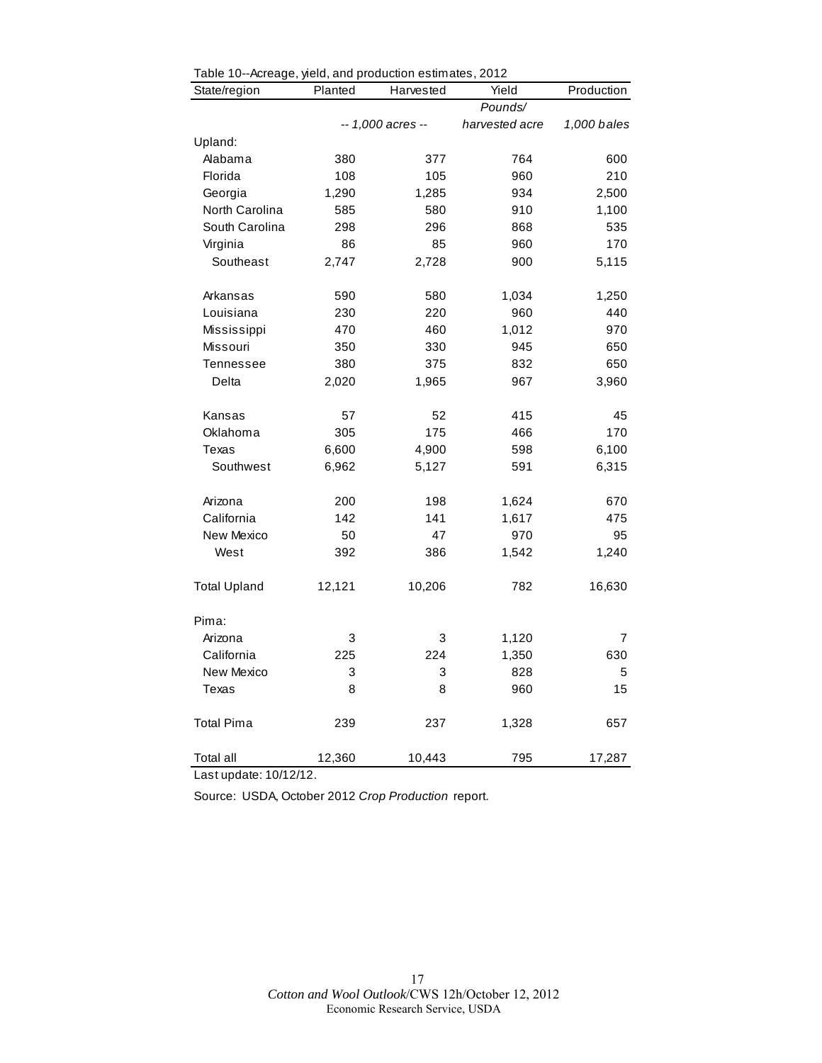Table 10--Acreage, yield, and production estimates, 2012

| State/region | Planted | Harvested | Yield | Production |
|---|---|---|---|---|
| | | | *Pounds/* | |
| | *-- 1,000 acres --* | | *harvested acre* | *1,000 bales* |
| Upland: | | | | |
| Alabama | 380 | 377 | 764 | 600 |
| Florida | 108 | 105 | 960 | 210 |
| Georgia | 1,290 | 1,285 | 934 | 2,500 |
| North Carolina | 585 | 580 | 910 | 1,100 |
| South Carolina | 298 | 296 | 868 | 535 |
| Virginia | 86 | 85 | 960 | 170 |
| Southeast | 2,747 | 2,728 | 900 | 5,115 |
| | | | | |
| Arkansas | 590 | 580 | 1,034 | 1,250 |
| Louisiana | 230 | 220 | 960 | 440 |
| Mississippi | 470 | 460 | 1,012 | 970 |
| Missouri | 350 | 330 | 945 | 650 |
| Tennessee | 380 | 375 | 832 | 650 |
| Delta | 2,020 | 1,965 | 967 | 3,960 |
| | | | | |
| Kansas | 57 | 52 | 415 | 45 |
| Oklahoma | 305 | 175 | 466 | 170 |
| Texas | 6,600 | 4,900 | 598 | 6,100 |
| Southwest | 6,962 | 5,127 | 591 | 6,315 |
| | | | | |
| Arizona | 200 | 198 | 1,624 | 670 |
| California | 142 | 141 | 1,617 | 475 |
| New Mexico | 50 | 47 | 970 | 95 |
| West | 392 | 386 | 1,542 | 1,240 |
| | | | | |
| Total Upland | 12,121 | 10,206 | 782 | 16,630 |
| | | | | |
| Pima: | | | | |
| Arizona | 3 | 3 | 1,120 | 7 |
| California | 225 | 224 | 1,350 | 630 |
| New Mexico | 3 | 3 | 828 | 5 |
| Texas | 8 | 8 | 960 | 15 |
| | | | | |
| Total Pima | 239 | 237 | 1,328 | 657 |
| | | | | |
| Total all | 12,360 | 10,443 | 795 | 17,287 |

Last update: 10/12/12.

Source: USDA, October 2012 *Crop Production* report.